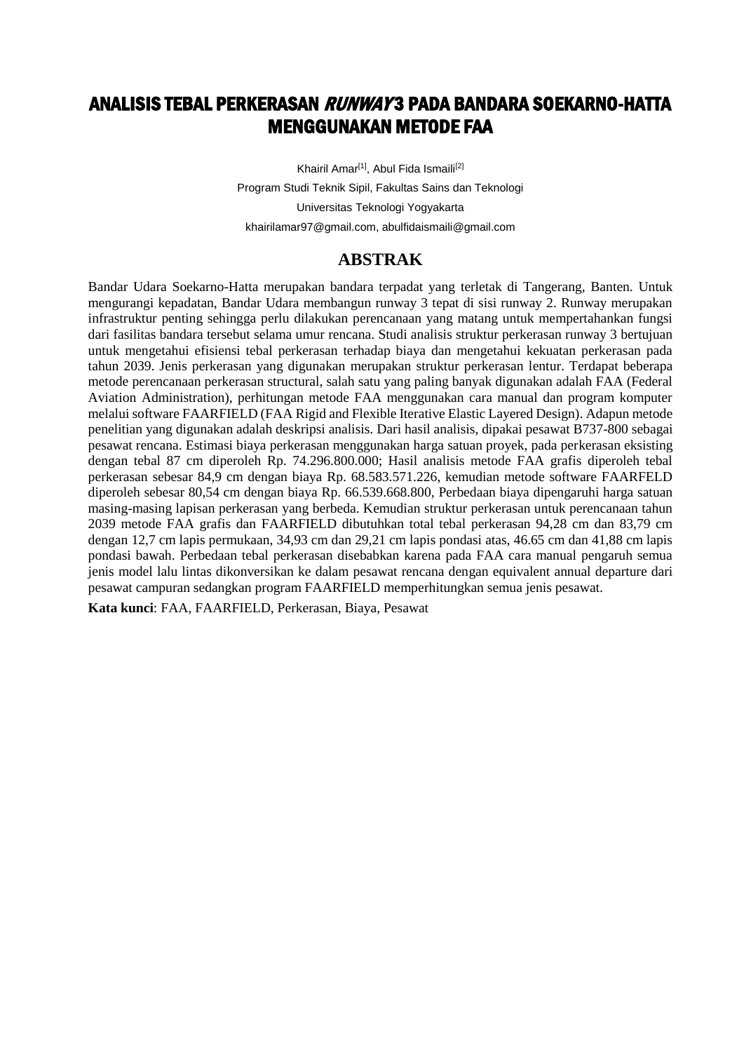# ANALISIS TEBAL PERKERASAN *RUNWAY* 3 PADA BANDARA SOEKARNO-HATTA MENGGUNAKAN METODE FAA

Khairil Amar[1], Abul Fida Ismaili[2]

Program Studi Teknik Sipil, Fakultas Sains dan Teknologi

Universitas Teknologi Yogyakarta

khairilamar97@gmail.com, abulfidaismaili@gmail.com

## ABSTRAK

Bandar Udara Soekarno-Hatta merupakan bandara terpadat yang terletak di Tangerang, Banten. Untuk mengurangi kepadatan, Bandar Udara membangun runway 3 tepat di sisi runway 2. Runway merupakan infrastruktur penting sehingga perlu dilakukan perencanaan yang matang untuk mempertahankan fungsi dari fasilitas bandara tersebut selama umur rencana. Studi analisis struktur perkerasan runway 3 bertujuan untuk mengetahui efisiensi tebal perkerasan terhadap biaya dan mengetahui kekuatan perkerasan pada tahun 2039. Jenis perkerasan yang digunakan merupakan struktur perkerasan lentur. Terdapat beberapa metode perencanaan perkerasan structural, salah satu yang paling banyak digunakan adalah FAA (Federal Aviation Administration), perhitungan metode FAA menggunakan cara manual dan program komputer melalui software FAARFIELD (FAA Rigid and Flexible Iterative Elastic Layered Design). Adapun metode penelitian yang digunakan adalah deskripsi analisis. Dari hasil analisis, dipakai pesawat B737-800 sebagai pesawat rencana. Estimasi biaya perkerasan menggunakan harga satuan proyek, pada perkerasan eksisting dengan tebal 87 cm diperoleh Rp. 74.296.800.000; Hasil analisis metode FAA grafis diperoleh tebal perkerasan sebesar 84,9 cm dengan biaya Rp. 68.583.571.226, kemudian metode software FAARFELD diperoleh sebesar 80,54 cm dengan biaya Rp. 66.539.668.800, Perbedaan biaya dipengaruhi harga satuan masing-masing lapisan perkerasan yang berbeda. Kemudian struktur perkerasan untuk perencanaan tahun 2039 metode FAA grafis dan FAARFIELD dibutuhkan total tebal perkerasan 94,28 cm dan 83,79 cm dengan 12,7 cm lapis permukaan, 34,93 cm dan 29,21 cm lapis pondasi atas, 46.65 cm dan 41,88 cm lapis pondasi bawah. Perbedaan tebal perkerasan disebabkan karena pada FAA cara manual pengaruh semua jenis model lalu lintas dikonversikan ke dalam pesawat rencana dengan equivalent annual departure dari pesawat campuran sedangkan program FAARFIELD memperhitungkan semua jenis pesawat.

**Kata kunci**: FAA, FAARFIELD, Perkerasan, Biaya, Pesawat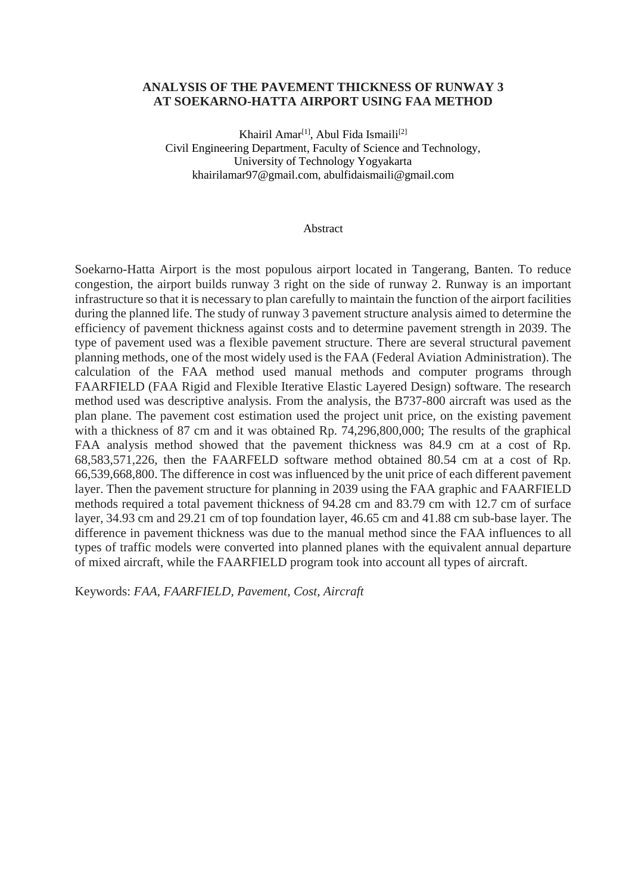# ANALYSIS OF THE PAVEMENT THICKNESS OF RUNWAY 3 AT SOEKARNO-HATTA AIRPORT USING FAA METHOD

Khairil Amar[1], Abul Fida Ismaili[2]
Civil Engineering Department, Faculty of Science and Technology,
University of Technology Yogyakarta
khairilamar97@gmail.com, abulfidaismaili@gmail.com

## Abstract

Soekarno-Hatta Airport is the most populous airport located in Tangerang, Banten. To reduce congestion, the airport builds runway 3 right on the side of runway 2. Runway is an important infrastructure so that it is necessary to plan carefully to maintain the function of the airport facilities during the planned life. The study of runway 3 pavement structure analysis aimed to determine the efficiency of pavement thickness against costs and to determine pavement strength in 2039. The type of pavement used was a flexible pavement structure. There are several structural pavement planning methods, one of the most widely used is the FAA (Federal Aviation Administration). The calculation of the FAA method used manual methods and computer programs through FAARFIELD (FAA Rigid and Flexible Iterative Elastic Layered Design) software. The research method used was descriptive analysis. From the analysis, the B737-800 aircraft was used as the plan plane. The pavement cost estimation used the project unit price, on the existing pavement with a thickness of 87 cm and it was obtained Rp. 74,296,800,000; The results of the graphical FAA analysis method showed that the pavement thickness was 84.9 cm at a cost of Rp. 68,583,571,226, then the FAARFELD software method obtained 80.54 cm at a cost of Rp. 66,539,668,800. The difference in cost was influenced by the unit price of each different pavement layer. Then the pavement structure for planning in 2039 using the FAA graphic and FAARFIELD methods required a total pavement thickness of 94.28 cm and 83.79 cm with 12.7 cm of surface layer, 34.93 cm and 29.21 cm of top foundation layer, 46.65 cm and 41.88 cm sub-base layer. The difference in pavement thickness was due to the manual method since the FAA influences to all types of traffic models were converted into planned planes with the equivalent annual departure of mixed aircraft, while the FAARFIELD program took into account all types of aircraft.

Keywords: *FAA, FAARFIELD, Pavement, Cost, Aircraft*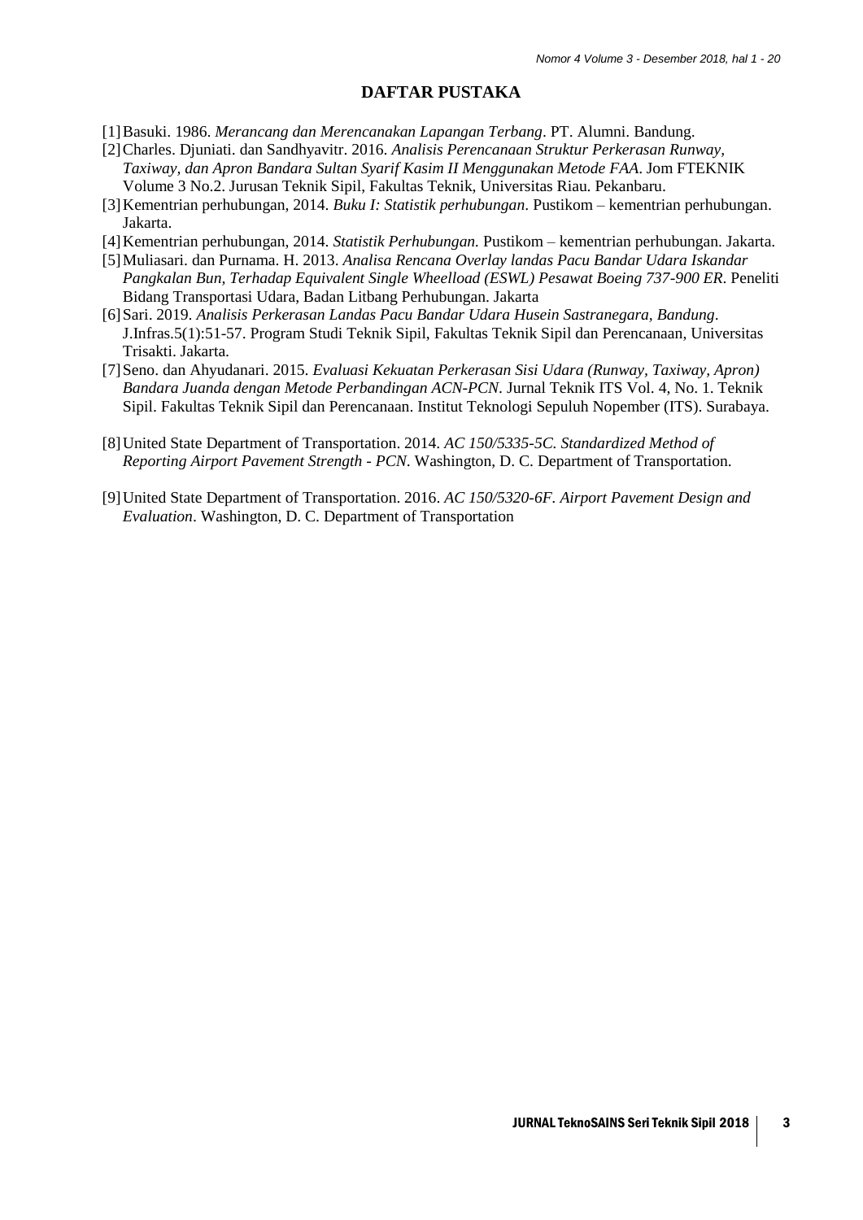## DAFTAR PUSTAKA

[1] Basuki. 1986. *Merancang dan Merencanakan Lapangan Terbang*. PT. Alumni. Bandung.

[2] Charles. Djuniati. dan Sandhyavitr. 2016. *Analisis Perencanaan Struktur Perkerasan Runway, Taxiway, dan Apron Bandara Sultan Syarif Kasim II Menggunakan Metode FAA*. Jom FTEKNIK Volume 3 No.2. Jurusan Teknik Sipil, Fakultas Teknik, Universitas Riau. Pekanbaru.

[3] Kementrian perhubungan, 2014. *Buku I: Statistik perhubungan*. Pustikom – kementrian perhubungan. Jakarta.

[4] Kementrian perhubungan, 2014. *Statistik Perhubungan.* Pustikom – kementrian perhubungan. Jakarta.

[5] Muliasari. dan Purnama. H. 2013. *Analisa Rencana Overlay landas Pacu Bandar Udara Iskandar Pangkalan Bun, Terhadap Equivalent Single Wheelload (ESWL) Pesawat Boeing 737-900 ER*. Peneliti Bidang Transportasi Udara, Badan Litbang Perhubungan. Jakarta

[6] Sari. 2019. *Analisis Perkerasan Landas Pacu Bandar Udara Husein Sastranegara, Bandung*. J.Infras.5(1):51-57. Program Studi Teknik Sipil, Fakultas Teknik Sipil dan Perencanaan, Universitas Trisakti. Jakarta.

[7] Seno. dan Ahyudanari. 2015. *Evaluasi Kekuatan Perkerasan Sisi Udara (Runway, Taxiway, Apron) Bandara Juanda dengan Metode Perbandingan ACN-PCN*. Jurnal Teknik ITS Vol. 4, No. 1. Teknik Sipil. Fakultas Teknik Sipil dan Perencanaan. Institut Teknologi Sepuluh Nopember (ITS). Surabaya.

[8] United State Department of Transportation. 2014. *AC 150/5335-5C. Standardized Method of Reporting Airport Pavement Strength - PCN*. Washington, D. C. Department of Transportation.

[9] United State Department of Transportation. 2016. *AC 150/5320-6F. Airport Pavement Design and Evaluation*. Washington, D. C. Department of Transportation